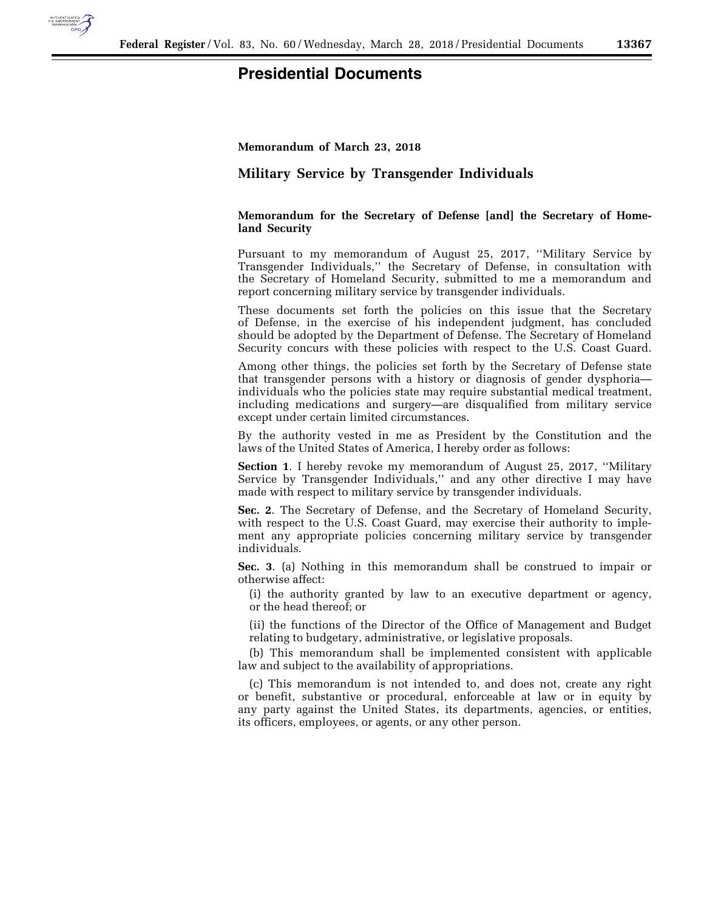# Presidential Documents

**Memorandum of March 23, 2018**

## Military Service by Transgender Individuals

**Memorandum for the Secretary of Defense [and] the Secretary of Homeland Security**

Pursuant to my memorandum of August 25, 2017, ''Military Service by Transgender Individuals,'' the Secretary of Defense, in consultation with the Secretary of Homeland Security, submitted to me a memorandum and report concerning military service by transgender individuals.

These documents set forth the policies on this issue that the Secretary of Defense, in the exercise of his independent judgment, has concluded should be adopted by the Department of Defense. The Secretary of Homeland Security concurs with these policies with respect to the U.S. Coast Guard.

Among other things, the policies set forth by the Secretary of Defense state that transgender persons with a history or diagnosis of gender dysphoria—individuals who the policies state may require substantial medical treatment, including medications and surgery—are disqualified from military service except under certain limited circumstances.

By the authority vested in me as President by the Constitution and the laws of the United States of America, I hereby order as follows:

**Section 1**. I hereby revoke my memorandum of August 25, 2017, ''Military Service by Transgender Individuals,'' and any other directive I may have made with respect to military service by transgender individuals.

**Sec. 2**. The Secretary of Defense, and the Secretary of Homeland Security, with respect to the U.S. Coast Guard, may exercise their authority to implement any appropriate policies concerning military service by transgender individuals.

**Sec. 3**. (a) Nothing in this memorandum shall be construed to impair or otherwise affect:

(i) the authority granted by law to an executive department or agency, or the head thereof; or

(ii) the functions of the Director of the Office of Management and Budget relating to budgetary, administrative, or legislative proposals.

(b) This memorandum shall be implemented consistent with applicable law and subject to the availability of appropriations.

(c) This memorandum is not intended to, and does not, create any right or benefit, substantive or procedural, enforceable at law or in equity by any party against the United States, its departments, agencies, or entities, its officers, employees, or agents, or any other person.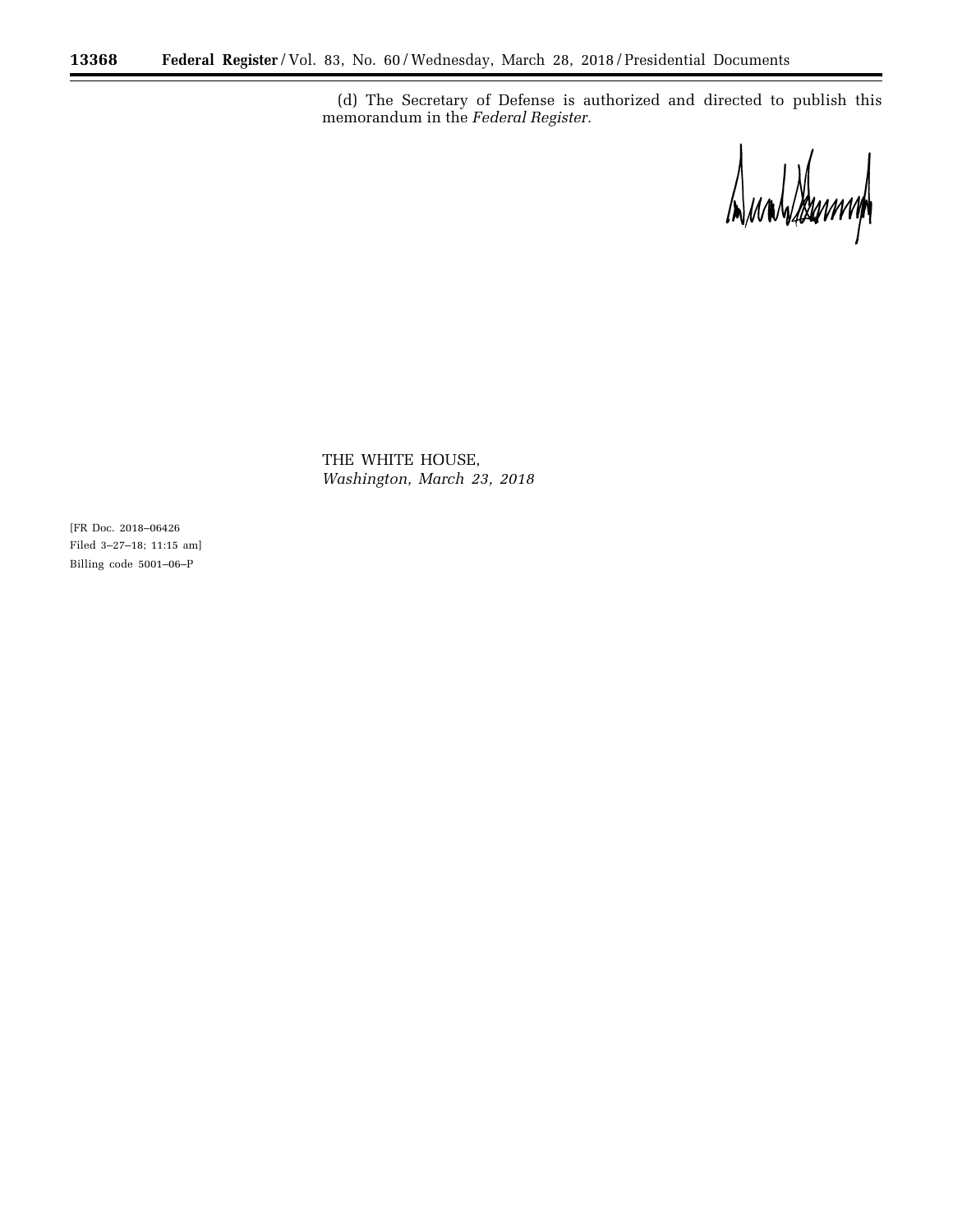(d) The Secretary of Defense is authorized and directed to publish this memorandum in the *Federal Register*.

THE WHITE HOUSE,
*Washington, March 23, 2018*

[FR Doc. 2018–06426
Filed 3–27–18; 11:15 am]
Billing code 5001–06–P